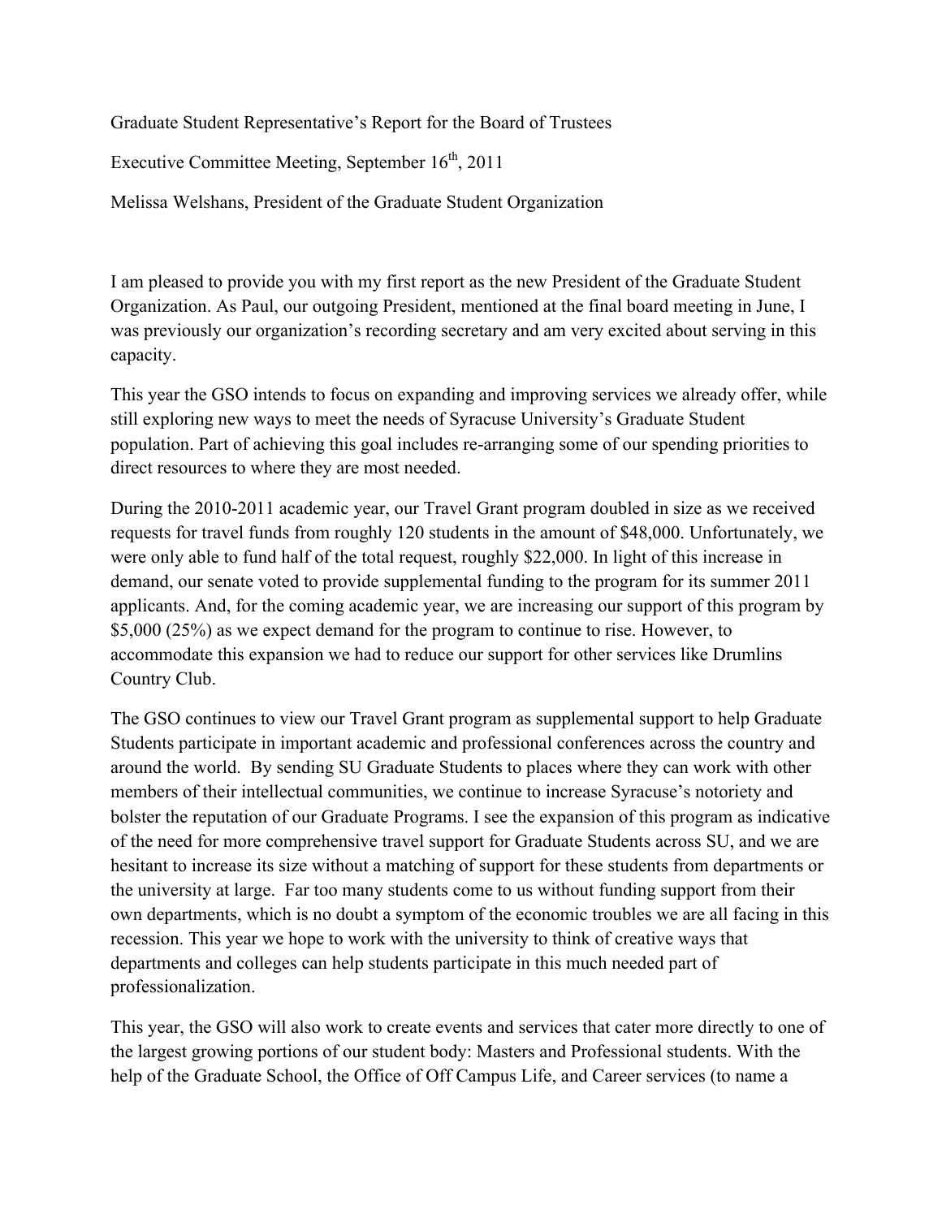Graduate Student Representative's Report for the Board of Trustees

Executive Committee Meeting, September 16th, 2011

Melissa Welshans, President of the Graduate Student Organization

I am pleased to provide you with my first report as the new President of the Graduate Student Organization. As Paul, our outgoing President, mentioned at the final board meeting in June, I was previously our organization's recording secretary and am very excited about serving in this capacity.

This year the GSO intends to focus on expanding and improving services we already offer, while still exploring new ways to meet the needs of Syracuse University's Graduate Student population. Part of achieving this goal includes re-arranging some of our spending priorities to direct resources to where they are most needed.

During the 2010-2011 academic year, our Travel Grant program doubled in size as we received requests for travel funds from roughly 120 students in the amount of $48,000. Unfortunately, we were only able to fund half of the total request, roughly $22,000. In light of this increase in demand, our senate voted to provide supplemental funding to the program for its summer 2011 applicants. And, for the coming academic year, we are increasing our support of this program by $5,000 (25%) as we expect demand for the program to continue to rise. However, to accommodate this expansion we had to reduce our support for other services like Drumlins Country Club.

The GSO continues to view our Travel Grant program as supplemental support to help Graduate Students participate in important academic and professional conferences across the country and around the world. By sending SU Graduate Students to places where they can work with other members of their intellectual communities, we continue to increase Syracuse's notoriety and bolster the reputation of our Graduate Programs. I see the expansion of this program as indicative of the need for more comprehensive travel support for Graduate Students across SU, and we are hesitant to increase its size without a matching of support for these students from departments or the university at large. Far too many students come to us without funding support from their own departments, which is no doubt a symptom of the economic troubles we are all facing in this recession. This year we hope to work with the university to think of creative ways that departments and colleges can help students participate in this much needed part of professionalization.

This year, the GSO will also work to create events and services that cater more directly to one of the largest growing portions of our student body: Masters and Professional students. With the help of the Graduate School, the Office of Off Campus Life, and Career services (to name a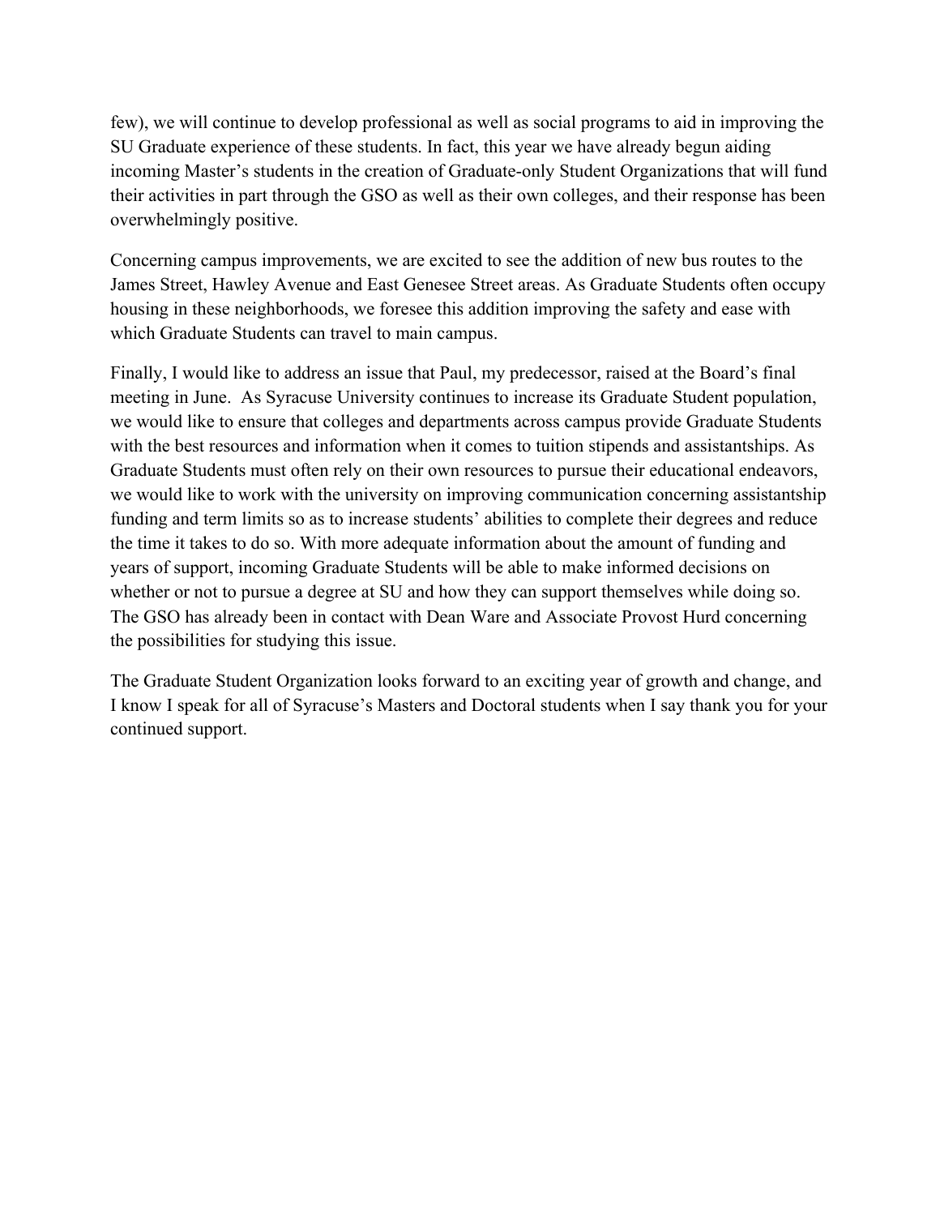few), we will continue to develop professional as well as social programs to aid in improving the SU Graduate experience of these students. In fact, this year we have already begun aiding incoming Master's students in the creation of Graduate-only Student Organizations that will fund their activities in part through the GSO as well as their own colleges, and their response has been overwhelmingly positive.

Concerning campus improvements, we are excited to see the addition of new bus routes to the James Street, Hawley Avenue and East Genesee Street areas. As Graduate Students often occupy housing in these neighborhoods, we foresee this addition improving the safety and ease with which Graduate Students can travel to main campus.

Finally, I would like to address an issue that Paul, my predecessor, raised at the Board's final meeting in June. As Syracuse University continues to increase its Graduate Student population, we would like to ensure that colleges and departments across campus provide Graduate Students with the best resources and information when it comes to tuition stipends and assistantships. As Graduate Students must often rely on their own resources to pursue their educational endeavors, we would like to work with the university on improving communication concerning assistantship funding and term limits so as to increase students' abilities to complete their degrees and reduce the time it takes to do so. With more adequate information about the amount of funding and years of support, incoming Graduate Students will be able to make informed decisions on whether or not to pursue a degree at SU and how they can support themselves while doing so. The GSO has already been in contact with Dean Ware and Associate Provost Hurd concerning the possibilities for studying this issue.

The Graduate Student Organization looks forward to an exciting year of growth and change, and I know I speak for all of Syracuse's Masters and Doctoral students when I say thank you for your continued support.